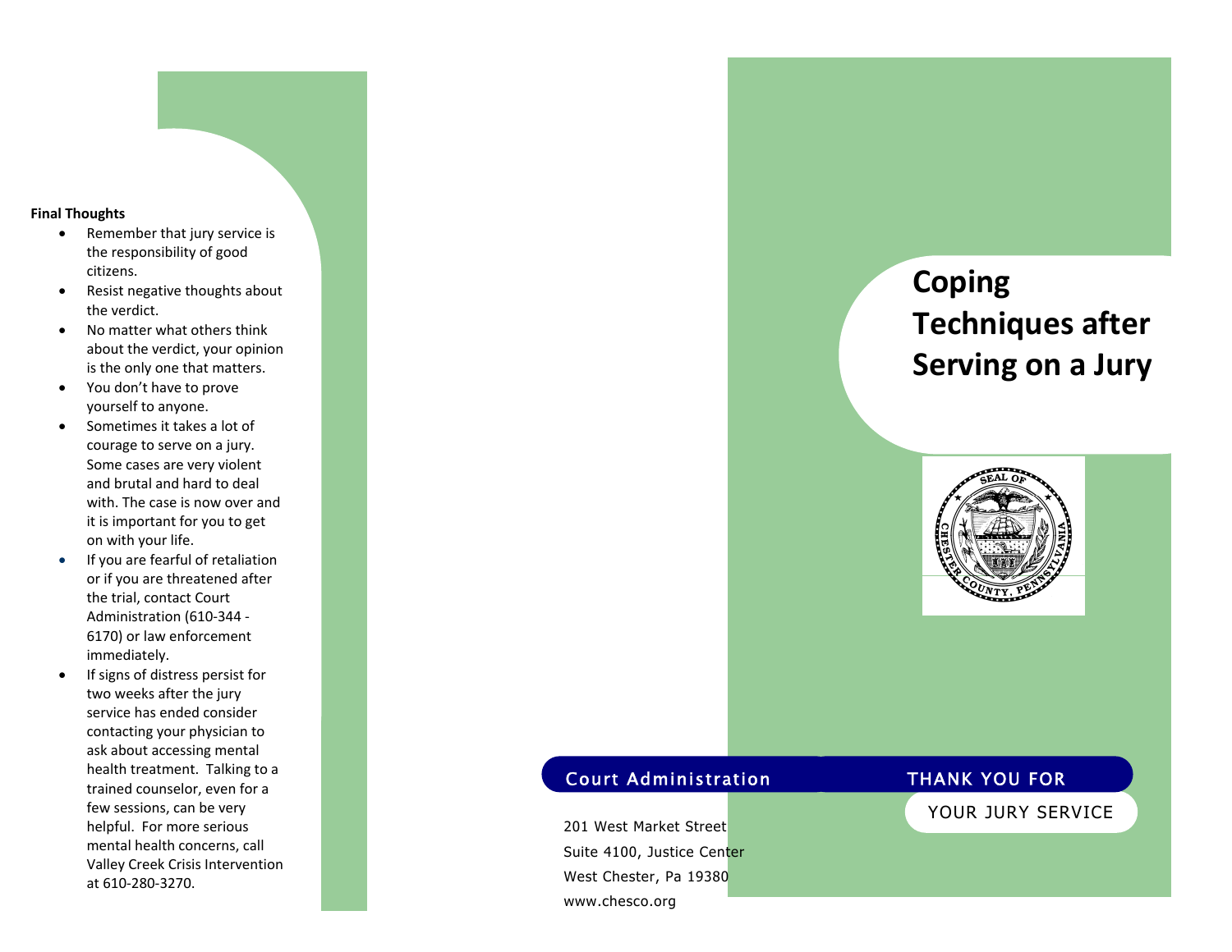**Final Thoughts**

- Remember that jury service is the responsibility of good citizens.
- Resist negative thoughts about the verdict.
- No matter what others think about the verdict, your opinion is the only one that matters.
- You don't have to prove yourself to anyone.
- Sometimes it takes a lot of courage to serve on a jury. Some cases are very violent and brutal and hard to deal with. The case is now over and it is important for you to get on with your life.
- If you are fearful of retaliation or if you are threatened after the trial, contact Court Administration (610-344 - 6170) or law enforcement immediately.
- If signs of distress persist for two weeks after the jury service has ended consider contacting your physician to ask about accessing mental health treatment. Talking to a trained counselor, even for a few sessions, can be very helpful. For more serious mental health concerns, call Valley Creek Crisis Intervention at 610-280-3270.

Court Administration

201 West Market Street
Suite 4100, Justice Center
West Chester, Pa 19380
www.chesco.org

# Coping Techniques after Serving on a Jury

SEAL OF CHESTER COUNTY, PENNSYLVANIA

THANK YOU FOR YOUR JURY SERVICE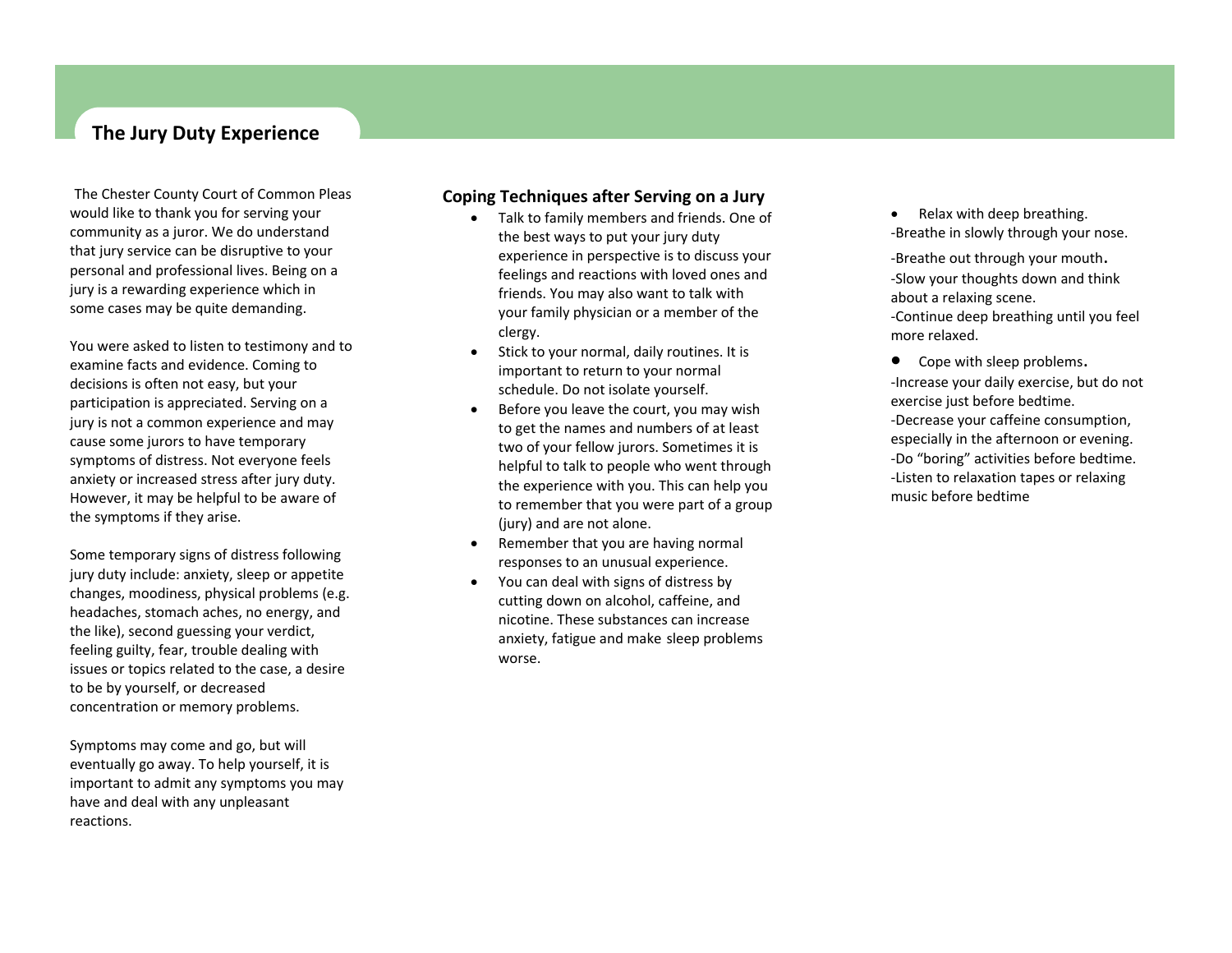## The Jury Duty Experience

The Chester County Court of Common Pleas would like to thank you for serving your community as a juror. We do understand that jury service can be disruptive to your personal and professional lives. Being on a jury is a rewarding experience which in some cases may be quite demanding.

You were asked to listen to testimony and to examine facts and evidence. Coming to decisions is often not easy, but your participation is appreciated. Serving on a jury is not a common experience and may cause some jurors to have temporary symptoms of distress. Not everyone feels anxiety or increased stress after jury duty. However, it may be helpful to be aware of the symptoms if they arise.

Some temporary signs of distress following jury duty include: anxiety, sleep or appetite changes, moodiness, physical problems (e.g. headaches, stomach aches, no energy, and the like), second guessing your verdict, feeling guilty, fear, trouble dealing with issues or topics related to the case, a desire to be by yourself, or decreased concentration or memory problems.

Symptoms may come and go, but will eventually go away. To help yourself, it is important to admit any symptoms you may have and deal with any unpleasant reactions.

### Coping Techniques after Serving on a Jury

- Talk to family members and friends. One of the best ways to put your jury duty experience in perspective is to discuss your feelings and reactions with loved ones and friends. You may also want to talk with your family physician or a member of the clergy.
- Stick to your normal, daily routines. It is important to return to your normal schedule. Do not isolate yourself.
- Before you leave the court, you may wish to get the names and numbers of at least two of your fellow jurors. Sometimes it is helpful to talk to people who went through the experience with you. This can help you to remember that you were part of a group (jury) and are not alone.
- Remember that you are having normal responses to an unusual experience.
- You can deal with signs of distress by cutting down on alcohol, caffeine, and nicotine. These substances can increase anxiety, fatigue and make sleep problems worse.
- Relax with deep breathing.

-Breathe in slowly through your nose.
-Breathe out through your mouth.
-Slow your thoughts down and think about a relaxing scene.
-Continue deep breathing until you feel more relaxed.

- Cope with sleep problems.

-Increase your daily exercise, but do not exercise just before bedtime.
-Decrease your caffeine consumption, especially in the afternoon or evening.
-Do "boring" activities before bedtime.
-Listen to relaxation tapes or relaxing music before bedtime